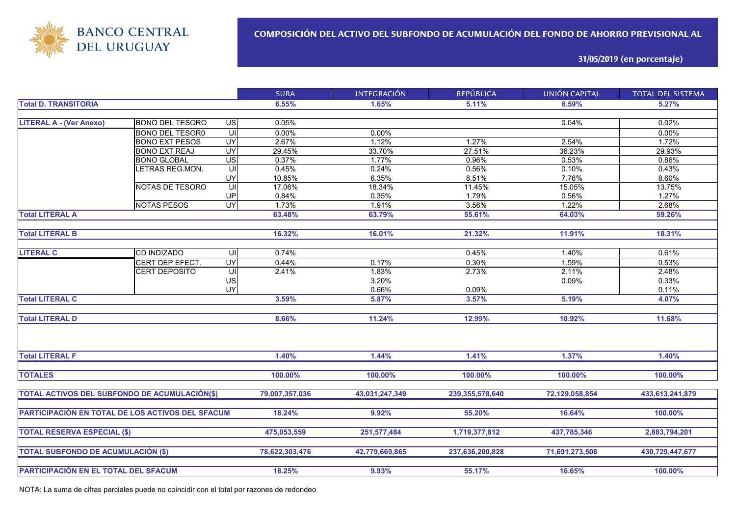BANCO CENTRAL DEL URUGUAY

# COMPOSICIÓN DEL ACTIVO DEL SUBFONDO DE ACUMULACIÓN DEL FONDO DE AHORRO PREVISIONAL AL

## 31/05/2019 (en porcentaje)

| | | | SURA | INTEGRACIÓN | REPÚBLICA | UNIÓN CAPITAL | TOTAL DEL SISTEMA |
|---|---|---|---|---|---|---|---|
| **Total D. TRANSITORIA** | | | **6.55%** | **1.65%** | **5.11%** | **6.59%** | **5.27%** |
| **LITERAL A - (Ver Anexo)** | BONO DEL TESORO | US | 0.05% | | | 0.04% | 0.02% |
| | BONO DEL TESOR0 | UI | 0.00% | 0.00% | | | 0.00% |
| | BONO EXT PESOS | UY | 2.67% | 1.12% | 1.27% | 2.54% | 1.72% |
| | BONO EXT REAJ | UY | 29.45% | 33.70% | 27.51% | 36.23% | 29.93% |
| | BONO GLOBAL | US | 0.37% | 1.77% | 0.96% | 0.53% | 0.86% |
| | LETRAS REG.MON. | UI | 0.45% | 0.24% | 0.56% | 0.10% | 0.43% |
| | | UY | 10.85% | 6.35% | 8.51% | 7.76% | 8.60% |
| | NOTAS DE TESORO | UI | 17.06% | 18.34% | 11.45% | 15.05% | 13.75% |
| | | UP | 0.84% | 0.35% | 1.79% | 0.56% | 1.27% |
| | NOTAS PESOS | UY | 1.73% | 1.91% | 3.56% | 1.22% | 2.68% |
| **Total LITERAL A** | | | **63.48%** | **63.79%** | **55.61%** | **64.03%** | **59.26%** |
| **Total LITERAL B** | | | **16.32%** | **16.01%** | **21.32%** | **11.91%** | **18.31%** |
| **LITERAL C** | CD INDIZADO | UI | 0.74% | | 0.45% | 1.40% | 0.61% |
| | CERT DEP EFECT. | UY | 0.44% | 0.17% | 0.30% | 1.59% | 0.53% |
| | CERT DEPOSITO | UI | 2.41% | 1.83% | 2.73% | 2.11% | 2.48% |
| | | US | | 3.20% | | 0.09% | 0.33% |
| | | UY | | 0.66% | 0.09% | | 0.11% |
| **Total LITERAL C** | | | **3.59%** | **5.87%** | **3.57%** | **5.19%** | **4.07%** |
| **Total LITERAL D** | | | **8.66%** | **11.24%** | **12.99%** | **10.92%** | **11.68%** |
| **Total LITERAL F** | | | **1.40%** | **1.44%** | **1.41%** | **1.37%** | **1.40%** |
| **TOTALES** | | | **100.00%** | **100.00%** | **100.00%** | **100.00%** | **100.00%** |
| **TOTAL ACTIVOS DEL SUBFONDO DE ACUMULACIÓN($)** | | | **79,097,357,036** | **43,031,247,349** | **239,355,578,640** | **72,129,058,854** | **433,613,241,879** |
| **PARTICIPACIÓN EN TOTAL DE LOS ACTIVOS DEL SFACUM** | | | **18.24%** | **9.92%** | **55.20%** | **16.64%** | **100.00%** |
| **TOTAL RESERVA ESPECIAL ($)** | | | **475,053,559** | **251,577,484** | **1,719,377,812** | **437,785,346** | **2,883,794,201** |
| **TOTAL SUBFONDO DE ACUMULACIÓN ($)** | | | **78,622,303,476** | **42,779,669,865** | **237,636,200,828** | **71,691,273,508** | **430,729,447,677** |
| **PARTICIPACIÓN EN EL TOTAL DEL SFACUM** | | | **18.25%** | **9.93%** | **55.17%** | **16.65%** | **100.00%** |

NOTA: La suma de cifras parciales puede no coincidir con el total por razones de redondeo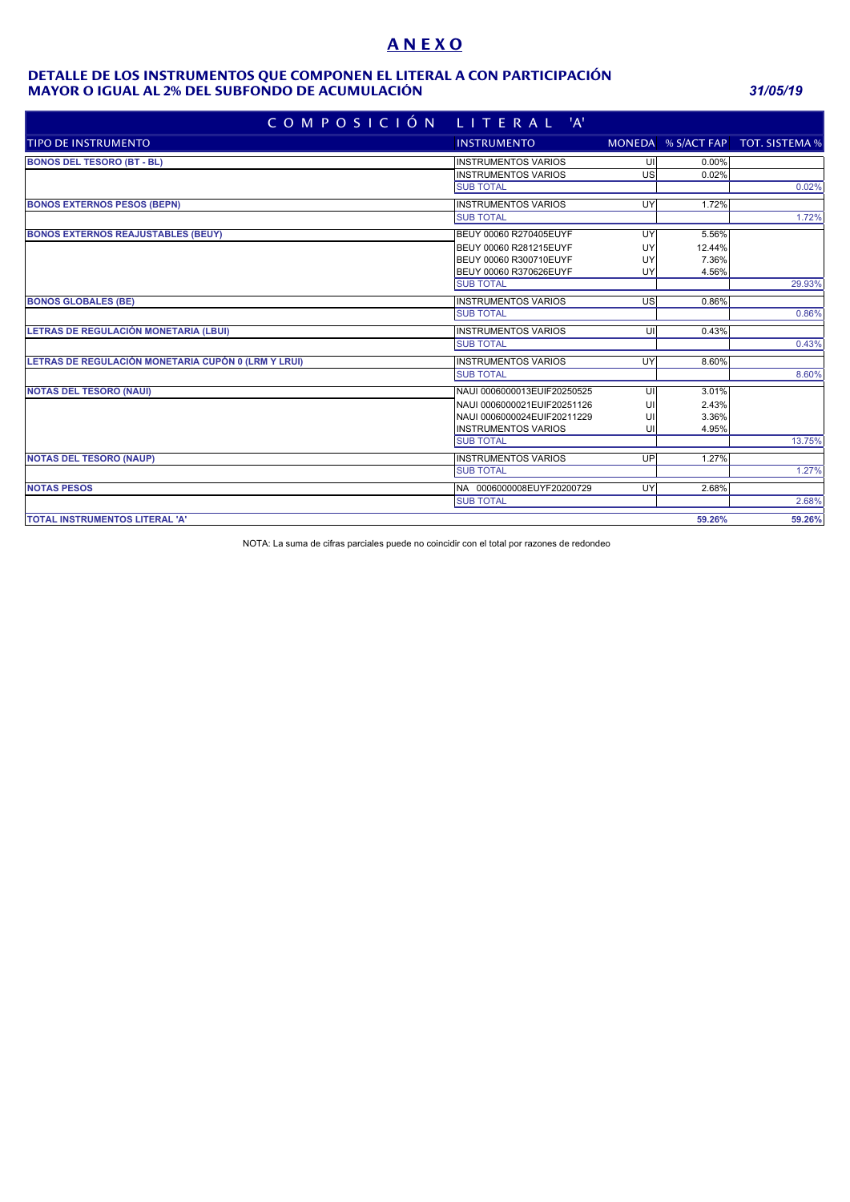# ANEXO

## DETALLE DE LOS INSTRUMENTOS QUE COMPONEN EL LITERAL A CON PARTICIPACIÓN MAYOR O IGUAL AL 2% DEL SUBFONDO DE ACUMULACIÓN

*31/05/19*

| COMPOSICIÓN LITERAL 'A' | | | | |
|---|---|---|---|---|
| TIPO DE INSTRUMENTO | INSTRUMENTO | MONEDA | % S/ACT FAP | TOT. SISTEMA % |
| **BONOS DEL TESORO (BT - BL)** | INSTRUMENTOS VARIOS | UI | 0.00% | |
| | INSTRUMENTOS VARIOS | US | 0.02% | |
| | SUB TOTAL | | | 0.02% |
| **BONOS EXTERNOS PESOS (BEPN)** | INSTRUMENTOS VARIOS | UY | 1.72% | |
| | SUB TOTAL | | | 1.72% |
| **BONOS EXTERNOS REAJUSTABLES (BEUY)** | BEUY 00060 R270405EUYF | UY | 5.56% | |
| | BEUY 00060 R281215EUYF | UY | 12.44% | |
| | BEUY 00060 R300710EUYF | UY | 7.36% | |
| | BEUY 00060 R370626EUYF | UY | 4.56% | |
| | SUB TOTAL | | | 29.93% |
| **BONOS GLOBALES (BE)** | INSTRUMENTOS VARIOS | US | 0.86% | |
| | SUB TOTAL | | | 0.86% |
| **LETRAS DE REGULACIÓN MONETARIA (LBUI)** | INSTRUMENTOS VARIOS | UI | 0.43% | |
| | SUB TOTAL | | | 0.43% |
| **LETRAS DE REGULACIÓN MONETARIA CUPÓN 0 (LRM Y LRUI)** | INSTRUMENTOS VARIOS | UY | 8.60% | |
| | SUB TOTAL | | | 8.60% |
| **NOTAS DEL TESORO (NAUI)** | NAUI 0006000013EUIF20250525 | UI | 3.01% | |
| | NAUI 0006000021EUIF20251126 | UI | 2.43% | |
| | NAUI 0006000024EUIF20211229 | UI | 3.36% | |
| | INSTRUMENTOS VARIOS | UI | 4.95% | |
| | SUB TOTAL | | | 13.75% |
| **NOTAS DEL TESORO (NAUP)** | INSTRUMENTOS VARIOS | UP | 1.27% | |
| | SUB TOTAL | | | 1.27% |
| **NOTAS PESOS** | NA 0006000008EUYF20200729 | UY | 2.68% | |
| | SUB TOTAL | | | 2.68% |
| **TOTAL INSTRUMENTOS LITERAL 'A'** | | | **59.26%** | **59.26%** |

NOTA: La suma de cifras parciales puede no coincidir con el total por razones de redondeo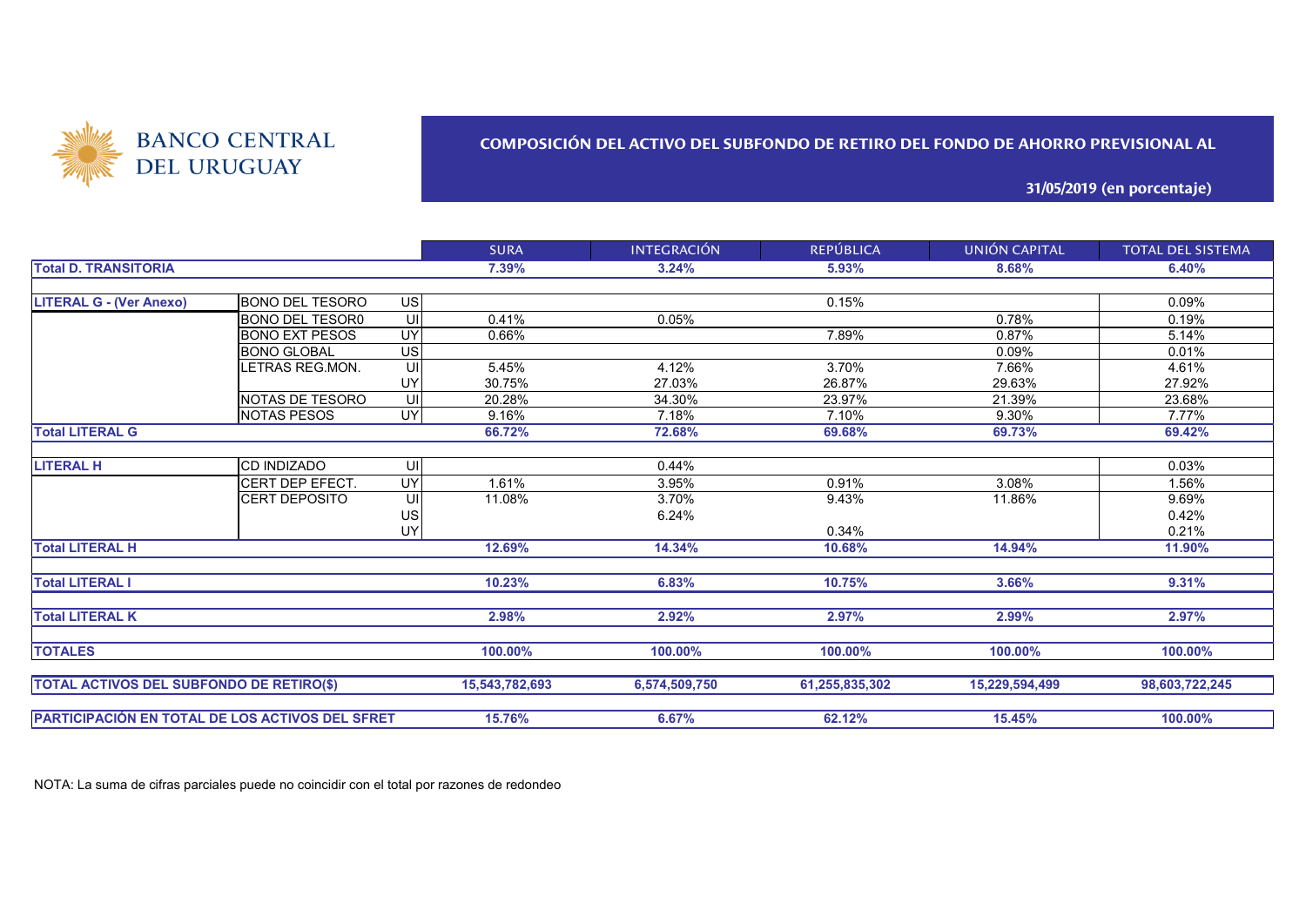BANCO CENTRAL DEL URUGUAY

## COMPOSICIÓN DEL ACTIVO DEL SUBFONDO DE RETIRO DEL FONDO DE AHORRO PREVISIONAL AL 31/05/2019 (en porcentaje)

| | | | SURA | INTEGRACIÓN | REPÚBLICA | UNIÓN CAPITAL | TOTAL DEL SISTEMA |
|---|---|---|---|---|---|---|---|
| **Total D. TRANSITORIA** | | | **7.39%** | **3.24%** | **5.93%** | **8.68%** | **6.40%** |
| | | | | | | | |
| **LITERAL G - (Ver Anexo)** | BONO DEL TESORO | US | | | 0.15% | | 0.09% |
| | BONO DEL TESOR0 | UI | 0.41% | 0.05% | | 0.78% | 0.19% |
| | BONO EXT PESOS | UY | 0.66% | | 7.89% | 0.87% | 5.14% |
| | BONO GLOBAL | US | | | | 0.09% | 0.01% |
| | LETRAS REG.MON. | UI | 5.45% | 4.12% | 3.70% | 7.66% | 4.61% |
| | | UY | 30.75% | 27.03% | 26.87% | 29.63% | 27.92% |
| | NOTAS DE TESORO | UI | 20.28% | 34.30% | 23.97% | 21.39% | 23.68% |
| | NOTAS PESOS | UY | 9.16% | 7.18% | 7.10% | 9.30% | 7.77% |
| **Total LITERAL G** | | | **66.72%** | **72.68%** | **69.68%** | **69.73%** | **69.42%** |
| | | | | | | | |
| **LITERAL H** | CD INDIZADO | UI | | 0.44% | | | 0.03% |
| | CERT DEP EFECT. | UY | 1.61% | 3.95% | 0.91% | 3.08% | 1.56% |
| | CERT DEPOSITO | UI | 11.08% | 3.70% | 9.43% | 11.86% | 9.69% |
| | | US | | 6.24% | | | 0.42% |
| | | UY | | | 0.34% | | 0.21% |
| **Total LITERAL H** | | | **12.69%** | **14.34%** | **10.68%** | **14.94%** | **11.90%** |
| | | | | | | | |
| **Total LITERAL I** | | | **10.23%** | **6.83%** | **10.75%** | **3.66%** | **9.31%** |
| | | | | | | | |
| **Total LITERAL K** | | | **2.98%** | **2.92%** | **2.97%** | **2.99%** | **2.97%** |
| | | | | | | | |
| **TOTALES** | | | **100.00%** | **100.00%** | **100.00%** | **100.00%** | **100.00%** |
| | | | | | | | |
| **TOTAL ACTIVOS DEL SUBFONDO DE RETIRO($)** | | | **15,543,782,693** | **6,574,509,750** | **61,255,835,302** | **15,229,594,499** | **98,603,722,245** |
| | | | | | | | |
| **PARTICIPACIÓN EN TOTAL DE LOS ACTIVOS DEL SFRET** | | | **15.76%** | **6.67%** | **62.12%** | **15.45%** | **100.00%** |

NOTA: La suma de cifras parciales puede no coincidir con el total por razones de redondeo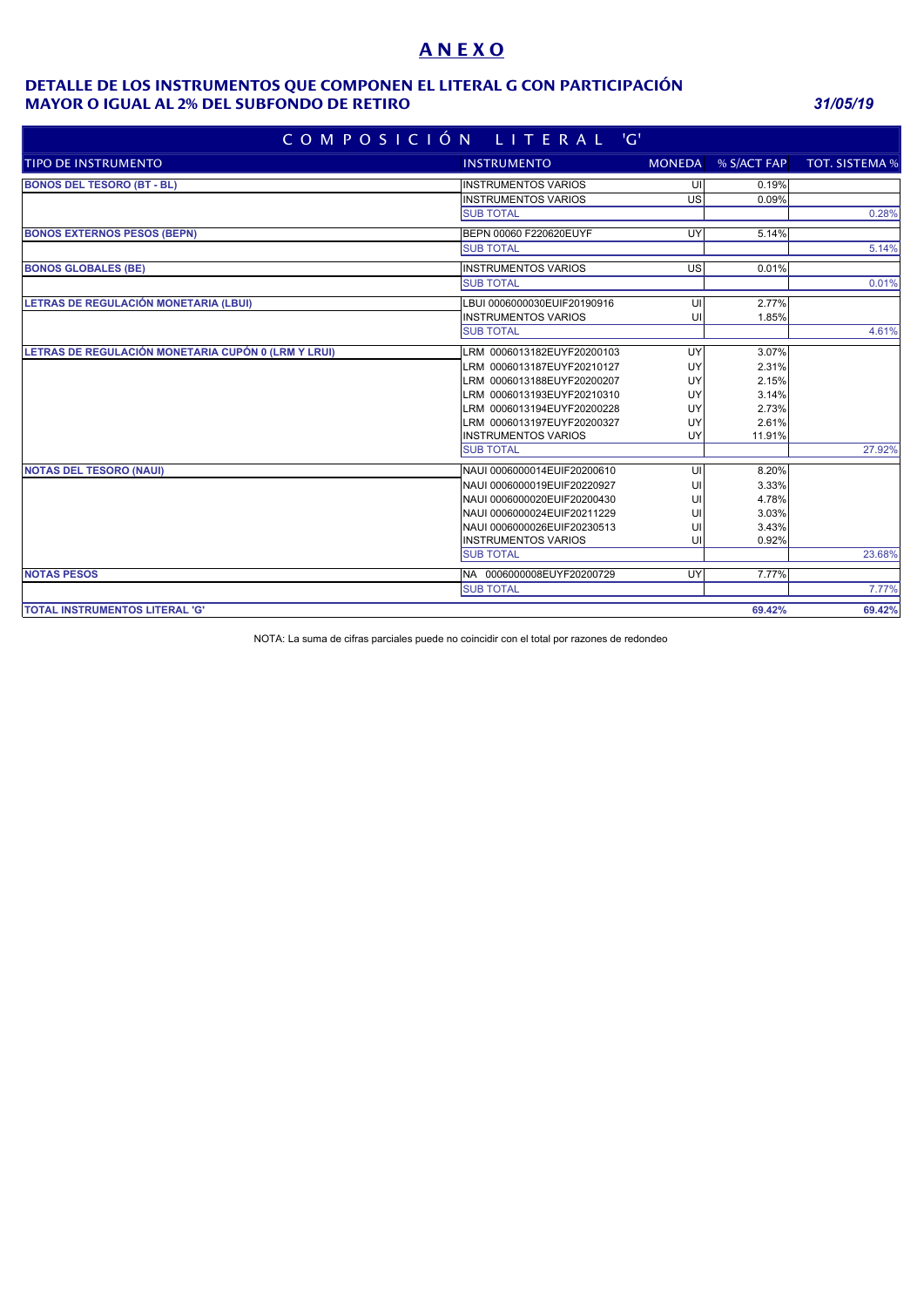# ANEXO

## DETALLE DE LOS INSTRUMENTOS QUE COMPONEN EL LITERAL G CON PARTICIPACIÓN MAYOR O IGUAL AL 2% DEL SUBFONDO DE RETIRO

*31/05/19*

| COMPOSICIÓN LITERAL 'G' | | | | |
|---|---|---|---|---|
| **TIPO DE INSTRUMENTO** | **INSTRUMENTO** | **MONEDA** | **% S/ACT FAP** | **TOT. SISTEMA %** |
| **BONOS DEL TESORO (BT - BL)** | INSTRUMENTOS VARIOS | UI | 0.19% | |
| | INSTRUMENTOS VARIOS | US | 0.09% | |
| | SUB TOTAL | | | 0.28% |
| **BONOS EXTERNOS PESOS (BEPN)** | BEPN 00060 F220620EUYF | UY | 5.14% | |
| | SUB TOTAL | | | 5.14% |
| **BONOS GLOBALES (BE)** | INSTRUMENTOS VARIOS | US | 0.01% | |
| | SUB TOTAL | | | 0.01% |
| **LETRAS DE REGULACIÓN MONETARIA (LBUI)** | LBUI 0006000030EUIF20190916 | UI | 2.77% | |
| | INSTRUMENTOS VARIOS | UI | 1.85% | |
| | SUB TOTAL | | | 4.61% |
| **LETRAS DE REGULACIÓN MONETARIA CUPÓN 0 (LRM Y LRUI)** | LRM 0006013182EUYF20200103 | UY | 3.07% | |
| | LRM 0006013187EUYF20210127 | UY | 2.31% | |
| | LRM 0006013188EUYF20200207 | UY | 2.15% | |
| | LRM 0006013193EUYF20210310 | UY | 3.14% | |
| | LRM 0006013194EUYF20200228 | UY | 2.73% | |
| | LRM 0006013197EUYF20200327 | UY | 2.61% | |
| | INSTRUMENTOS VARIOS | UY | 11.91% | |
| | SUB TOTAL | | | 27.92% |
| **NOTAS DEL TESORO (NAUI)** | NAUI 0006000014EUIF20200610 | UI | 8.20% | |
| | NAUI 0006000019EUIF20220927 | UI | 3.33% | |
| | NAUI 0006000020EUIF20200430 | UI | 4.78% | |
| | NAUI 0006000024EUIF20211229 | UI | 3.03% | |
| | NAUI 0006000026EUIF20230513 | UI | 3.43% | |
| | INSTRUMENTOS VARIOS | UI | 0.92% | |
| | SUB TOTAL | | | 23.68% |
| **NOTAS PESOS** | NA 0006000008EUYF20200729 | UY | 7.77% | |
| | SUB TOTAL | | | 7.77% |
| **TOTAL INSTRUMENTOS LITERAL 'G'** | | | **69.42%** | **69.42%** |

NOTA: La suma de cifras parciales puede no coincidir con el total por razones de redondeo